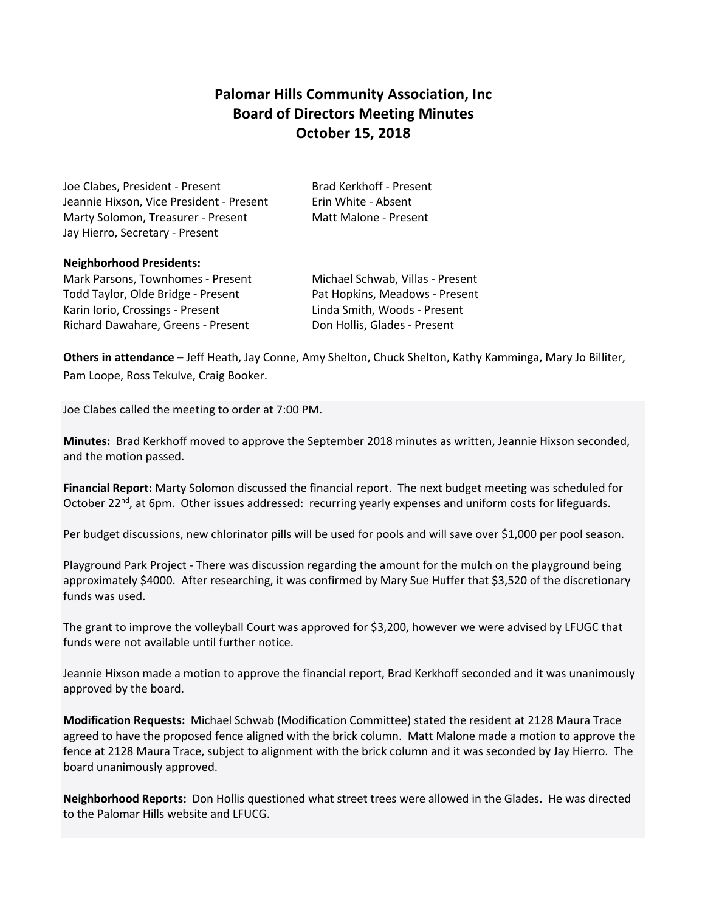# Palomar Hills Community Association, Inc
## Board of Directors Meeting Minutes
## October 15, 2018

Joe Clabes, President - Present
Jeannie Hixson, Vice President - Present
Marty Solomon, Treasurer - Present
Jay Hierro, Secretary - Present
Brad Kerkhoff - Present
Erin White - Absent
Matt Malone - Present

**Neighborhood Presidents:**

Mark Parsons, Townhomes - Present
Todd Taylor, Olde Bridge - Present
Karin Iorio, Crossings - Present
Richard Dawahare, Greens - Present
Michael Schwab, Villas - Present
Pat Hopkins, Meadows - Present
Linda Smith, Woods - Present
Don Hollis, Glades - Present

**Others in attendance –** Jeff Heath, Jay Conne, Amy Shelton, Chuck Shelton, Kathy Kamminga, Mary Jo Billiter, Pam Loope, Ross Tekulve, Craig Booker.

Joe Clabes called the meeting to order at 7:00 PM.

**Minutes:** Brad Kerkhoff moved to approve the September 2018 minutes as written, Jeannie Hixson seconded, and the motion passed.

**Financial Report:** Marty Solomon discussed the financial report. The next budget meeting was scheduled for October 22nd, at 6pm. Other issues addressed: recurring yearly expenses and uniform costs for lifeguards.

Per budget discussions, new chlorinator pills will be used for pools and will save over $1,000 per pool season.

Playground Park Project - There was discussion regarding the amount for the mulch on the playground being approximately $4000. After researching, it was confirmed by Mary Sue Huffer that $3,520 of the discretionary funds was used.

The grant to improve the volleyball Court was approved for $3,200, however we were advised by LFUGC that funds were not available until further notice.

Jeannie Hixson made a motion to approve the financial report, Brad Kerkhoff seconded and it was unanimously approved by the board.

**Modification Requests:** Michael Schwab (Modification Committee) stated the resident at 2128 Maura Trace agreed to have the proposed fence aligned with the brick column. Matt Malone made a motion to approve the fence at 2128 Maura Trace, subject to alignment with the brick column and it was seconded by Jay Hierro. The board unanimously approved.

**Neighborhood Reports:** Don Hollis questioned what street trees were allowed in the Glades. He was directed to the Palomar Hills website and LFUCG.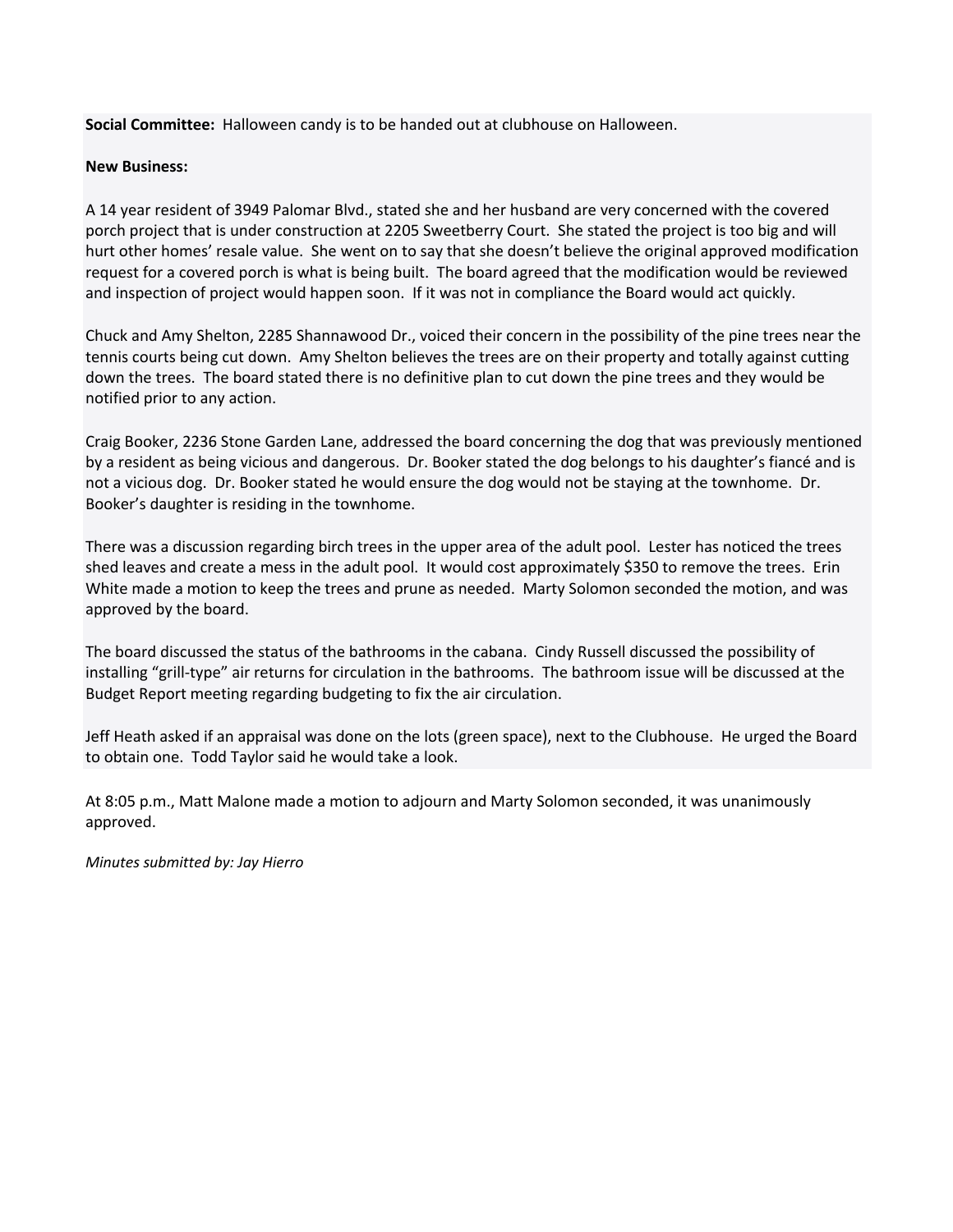**Social Committee:** Halloween candy is to be handed out at clubhouse on Halloween.

**New Business:**

A 14 year resident of 3949 Palomar Blvd., stated she and her husband are very concerned with the covered porch project that is under construction at 2205 Sweetberry Court. She stated the project is too big and will hurt other homes' resale value. She went on to say that she doesn't believe the original approved modification request for a covered porch is what is being built. The board agreed that the modification would be reviewed and inspection of project would happen soon. If it was not in compliance the Board would act quickly.

Chuck and Amy Shelton, 2285 Shannawood Dr., voiced their concern in the possibility of the pine trees near the tennis courts being cut down. Amy Shelton believes the trees are on their property and totally against cutting down the trees. The board stated there is no definitive plan to cut down the pine trees and they would be notified prior to any action.

Craig Booker, 2236 Stone Garden Lane, addressed the board concerning the dog that was previously mentioned by a resident as being vicious and dangerous. Dr. Booker stated the dog belongs to his daughter's fiancé and is not a vicious dog. Dr. Booker stated he would ensure the dog would not be staying at the townhome. Dr. Booker's daughter is residing in the townhome.

There was a discussion regarding birch trees in the upper area of the adult pool. Lester has noticed the trees shed leaves and create a mess in the adult pool. It would cost approximately $350 to remove the trees. Erin White made a motion to keep the trees and prune as needed. Marty Solomon seconded the motion, and was approved by the board.

The board discussed the status of the bathrooms in the cabana. Cindy Russell discussed the possibility of installing "grill-type" air returns for circulation in the bathrooms. The bathroom issue will be discussed at the Budget Report meeting regarding budgeting to fix the air circulation.

Jeff Heath asked if an appraisal was done on the lots (green space), next to the Clubhouse. He urged the Board to obtain one. Todd Taylor said he would take a look.

At 8:05 p.m., Matt Malone made a motion to adjourn and Marty Solomon seconded, it was unanimously approved.

*Minutes submitted by: Jay Hierro*